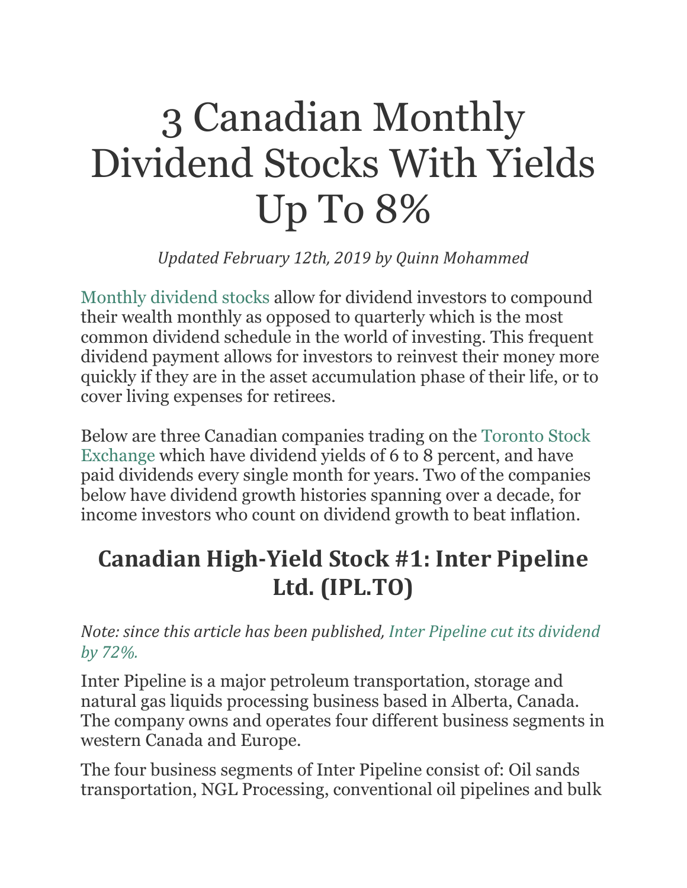# 3 Canadian Monthly Dividend Stocks With Yields Up To 8%

*Updated February 12th, 2019 by Quinn Mohammed*

Monthly dividend stocks allow for dividend investors to compound their wealth monthly as opposed to quarterly which is the most common dividend schedule in the world of investing. This frequent dividend payment allows for investors to reinvest their money more quickly if they are in the asset accumulation phase of their life, or to cover living expenses for retirees.

Below are three Canadian companies trading on the Toronto Stock Exchange which have dividend yields of 6 to 8 percent, and have paid dividends every single month for years. Two of the companies below have dividend growth histories spanning over a decade, for income investors who count on dividend growth to beat inflation.

## Canadian High-Yield Stock #1: Inter Pipeline Ltd. (IPL.TO)

*Note: since this article has been published, Inter Pipeline cut its dividend by 72%.*

Inter Pipeline is a major petroleum transportation, storage and natural gas liquids processing business based in Alberta, Canada. The company owns and operates four different business segments in western Canada and Europe.

The four business segments of Inter Pipeline consist of: Oil sands transportation, NGL Processing, conventional oil pipelines and bulk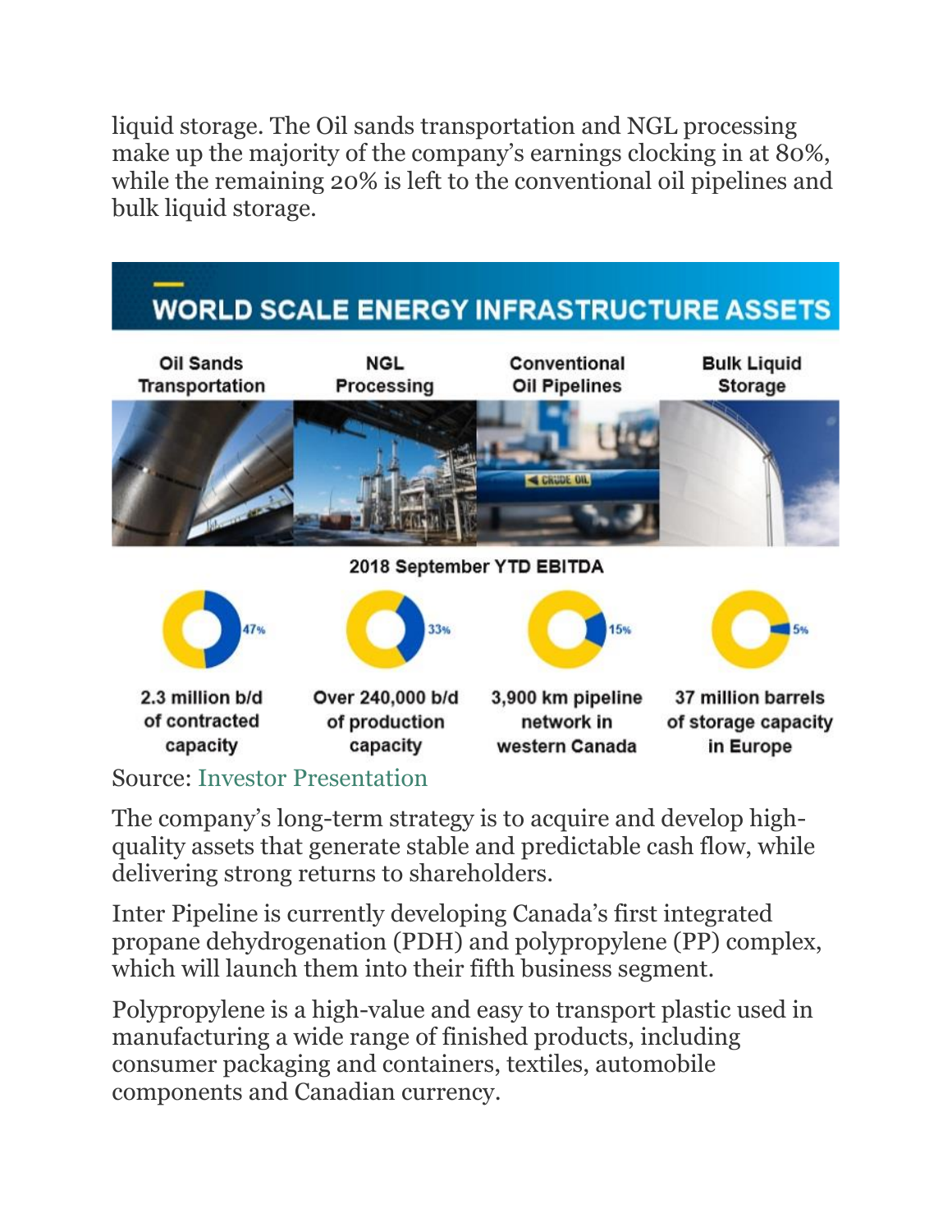liquid storage. The Oil sands transportation and NGL processing make up the majority of the company's earnings clocking in at 80%, while the remaining 20% is left to the conventional oil pipelines and bulk liquid storage.

## WORLD SCALE ENERGY INFRASTRUCTURE ASSETS

2018 September YTD EBITDA

| Oil Sands Transportation | NGL Processing | Conventional Oil Pipelines | Bulk Liquid Storage |
|---|---|---|---|
| 47% | 33% | 15% | 5% |
| 2.3 million b/d of contracted capacity | Over 240,000 b/d of production capacity | 3,900 km pipeline network in western Canada | 37 million barrels of storage capacity in Europe |

Source: Investor Presentation

The company's long-term strategy is to acquire and develop high-quality assets that generate stable and predictable cash flow, while delivering strong returns to shareholders.

Inter Pipeline is currently developing Canada's first integrated propane dehydrogenation (PDH) and polypropylene (PP) complex, which will launch them into their fifth business segment.

Polypropylene is a high-value and easy to transport plastic used in manufacturing a wide range of finished products, including consumer packaging and containers, textiles, automobile components and Canadian currency.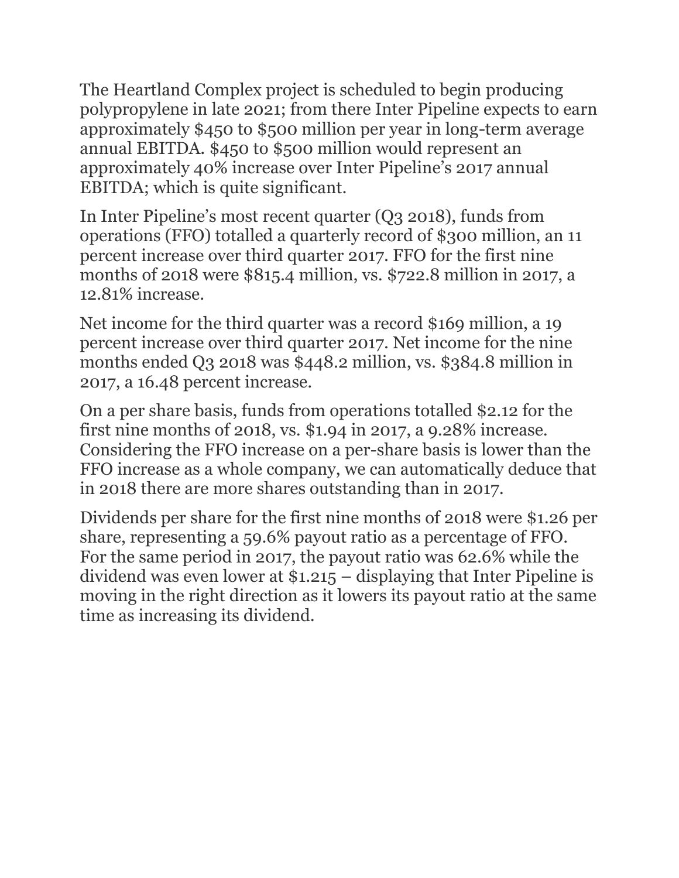The Heartland Complex project is scheduled to begin producing polypropylene in late 2021; from there Inter Pipeline expects to earn approximately $450 to $500 million per year in long-term average annual EBITDA. $450 to $500 million would represent an approximately 40% increase over Inter Pipeline's 2017 annual EBITDA; which is quite significant.

In Inter Pipeline's most recent quarter (Q3 2018), funds from operations (FFO) totalled a quarterly record of $300 million, an 11 percent increase over third quarter 2017. FFO for the first nine months of 2018 were $815.4 million, vs. $722.8 million in 2017, a 12.81% increase.

Net income for the third quarter was a record $169 million, a 19 percent increase over third quarter 2017. Net income for the nine months ended Q3 2018 was $448.2 million, vs. $384.8 million in 2017, a 16.48 percent increase.

On a per share basis, funds from operations totalled $2.12 for the first nine months of 2018, vs. $1.94 in 2017, a 9.28% increase. Considering the FFO increase on a per-share basis is lower than the FFO increase as a whole company, we can automatically deduce that in 2018 there are more shares outstanding than in 2017.

Dividends per share for the first nine months of 2018 were $1.26 per share, representing a 59.6% payout ratio as a percentage of FFO. For the same period in 2017, the payout ratio was 62.6% while the dividend was even lower at $1.215 – displaying that Inter Pipeline is moving in the right direction as it lowers its payout ratio at the same time as increasing its dividend.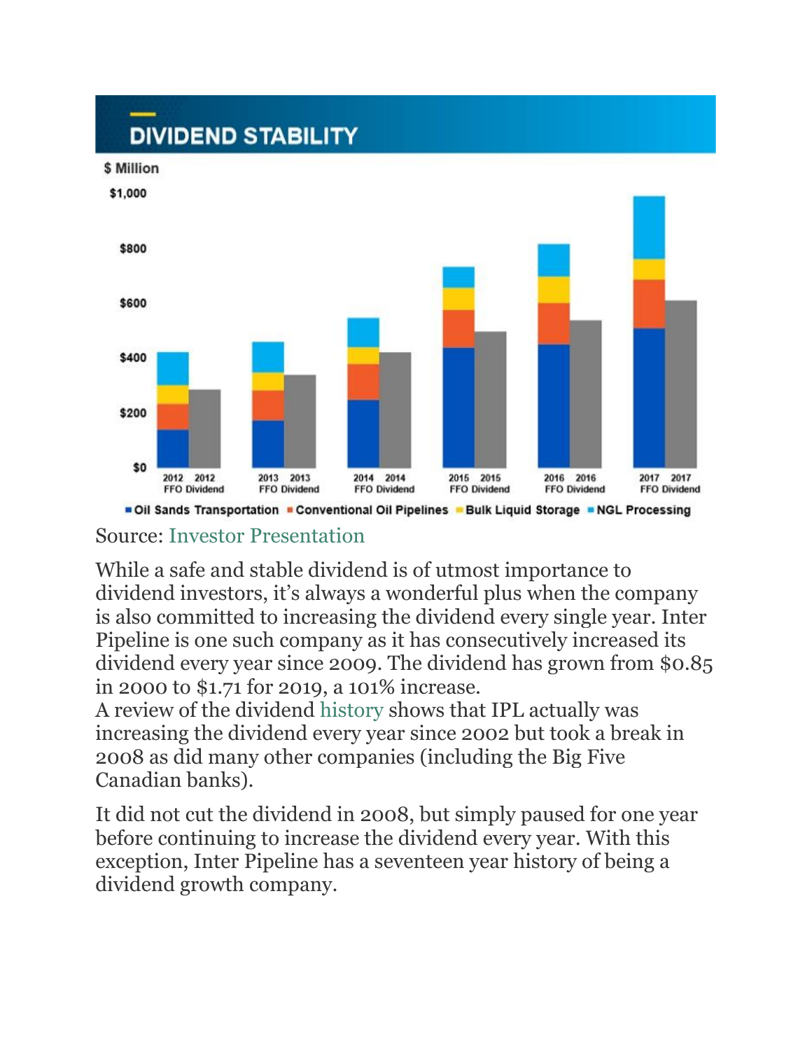Source: Investor Presentation

While a safe and stable dividend is of utmost importance to dividend investors, it's always a wonderful plus when the company is also committed to increasing the dividend every single year. Inter Pipeline is one such company as it has consecutively increased its dividend every year since 2009. The dividend has grown from $0.85 in 2000 to $1.71 for 2019, a 101% increase.

A review of the dividend history shows that IPL actually was increasing the dividend every year since 2002 but took a break in 2008 as did many other companies (including the Big Five Canadian banks).

It did not cut the dividend in 2008, but simply paused for one year before continuing to increase the dividend every year. With this exception, Inter Pipeline has a seventeen year history of being a dividend growth company.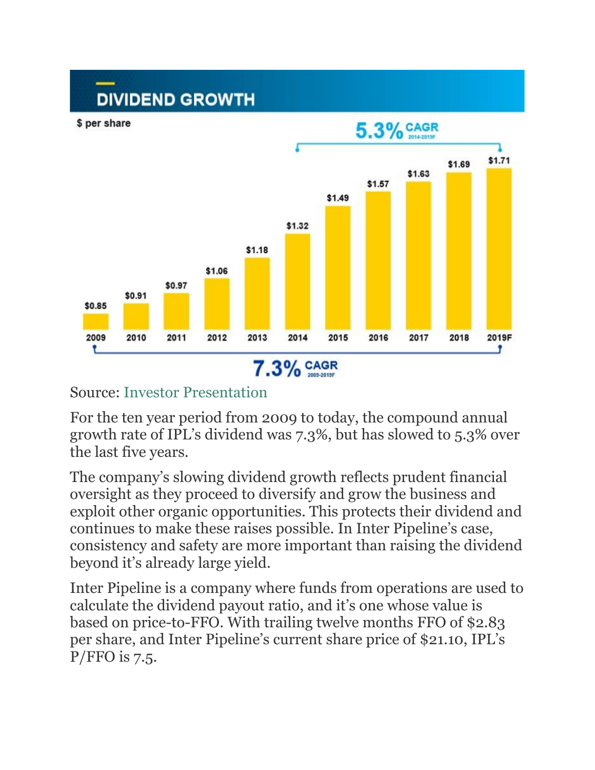## DIVIDEND GROWTH

$ per share

5.3% CAGR 2014-2019F

| Year | Dividend |
|---|---|
| 2009 | $0.85 |
| 2010 | $0.91 |
| 2011 | $0.97 |
| 2012 | $1.06 |
| 2013 | $1.18 |
| 2014 | $1.32 |
| 2015 | $1.49 |
| 2016 | $1.57 |
| 2017 | $1.63 |
| 2018 | $1.69 |
| 2019F | $1.71 |

7.3% CAGR 2009-2019F

Source: Investor Presentation

For the ten year period from 2009 to today, the compound annual growth rate of IPL's dividend was 7.3%, but has slowed to 5.3% over the last five years.

The company's slowing dividend growth reflects prudent financial oversight as they proceed to diversify and grow the business and exploit other organic opportunities. This protects their dividend and continues to make these raises possible. In Inter Pipeline's case, consistency and safety are more important than raising the dividend beyond it's already large yield.

Inter Pipeline is a company where funds from operations are used to calculate the dividend payout ratio, and it's one whose value is based on price-to-FFO. With trailing twelve months FFO of $2.83 per share, and Inter Pipeline's current share price of $21.10, IPL's P/FFO is 7.5.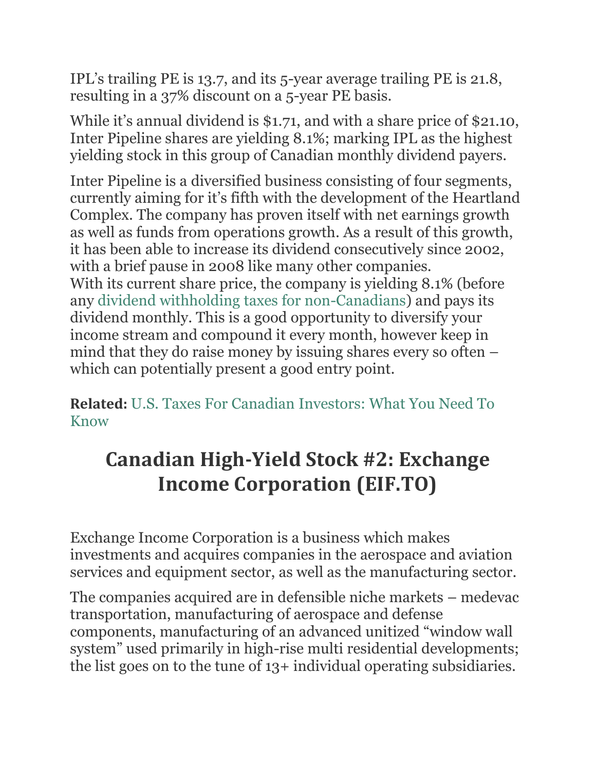IPL's trailing PE is 13.7, and its 5-year average trailing PE is 21.8, resulting in a 37% discount on a 5-year PE basis.

While it's annual dividend is $1.71, and with a share price of $21.10, Inter Pipeline shares are yielding 8.1%; marking IPL as the highest yielding stock in this group of Canadian monthly dividend payers.

Inter Pipeline is a diversified business consisting of four segments, currently aiming for it's fifth with the development of the Heartland Complex. The company has proven itself with net earnings growth as well as funds from operations growth. As a result of this growth, it has been able to increase its dividend consecutively since 2002, with a brief pause in 2008 like many other companies.
With its current share price, the company is yielding 8.1% (before any dividend withholding taxes for non-Canadians) and pays its dividend monthly. This is a good opportunity to diversify your income stream and compound it every month, however keep in mind that they do raise money by issuing shares every so often – which can potentially present a good entry point.

**Related:** U.S. Taxes For Canadian Investors: What You Need To Know

## Canadian High-Yield Stock #2: Exchange Income Corporation (EIF.TO)

Exchange Income Corporation is a business which makes investments and acquires companies in the aerospace and aviation services and equipment sector, as well as the manufacturing sector.

The companies acquired are in defensible niche markets – medevac transportation, manufacturing of aerospace and defense components, manufacturing of an advanced unitized "window wall system" used primarily in high-rise multi residential developments; the list goes on to the tune of 13+ individual operating subsidiaries.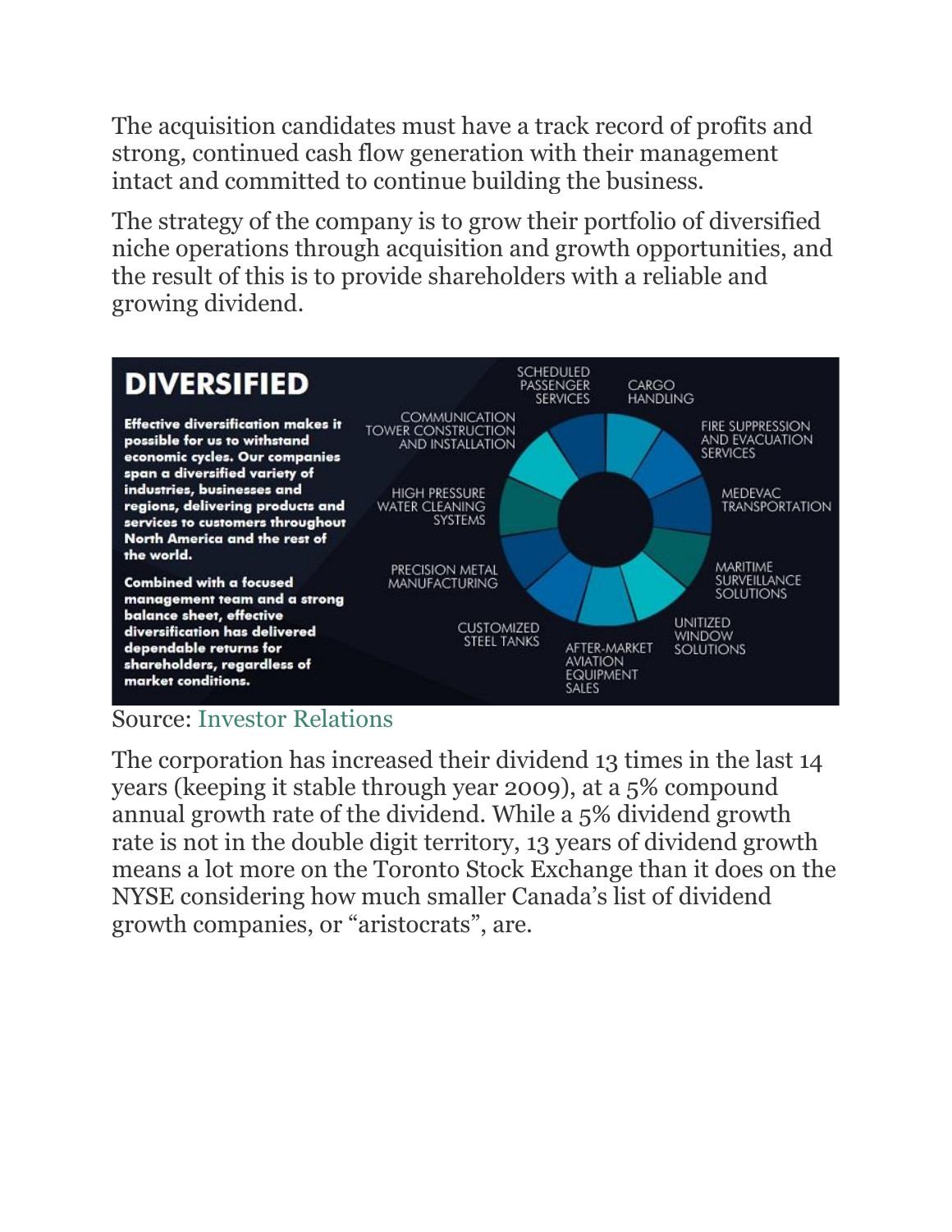The acquisition candidates must have a track record of profits and strong, continued cash flow generation with their management intact and committed to continue building the business.

The strategy of the company is to grow their portfolio of diversified niche operations through acquisition and growth opportunities, and the result of this is to provide shareholders with a reliable and growing dividend.

**DIVERSIFIED**

**Effective diversification makes it possible for us to withstand economic cycles. Our companies span a diversified variety of industries, businesses and regions, delivering products and services to customers throughout North America and the rest of the world.**

**Combined with a focused management team and a strong balance sheet, effective diversification has delivered dependable returns for shareholders, regardless of market conditions.**

- SCHEDULED PASSENGER SERVICES
- CARGO HANDLING
- FIRE SUPPRESSION AND EVACUATION SERVICES
- MEDEVAC TRANSPORTATION
- MARITIME SURVEILLANCE SOLUTIONS
- UNITIZED WINDOW SOLUTIONS
- AFTER-MARKET AVIATION EQUIPMENT SALES
- CUSTOMIZED STEEL TANKS
- PRECISION METAL MANUFACTURING
- HIGH PRESSURE WATER CLEANING SYSTEMS
- COMMUNICATION TOWER CONSTRUCTION AND INSTALLATION

Source: Investor Relations

The corporation has increased their dividend 13 times in the last 14 years (keeping it stable through year 2009), at a 5% compound annual growth rate of the dividend. While a 5% dividend growth rate is not in the double digit territory, 13 years of dividend growth means a lot more on the Toronto Stock Exchange than it does on the NYSE considering how much smaller Canada's list of dividend growth companies, or "aristocrats", are.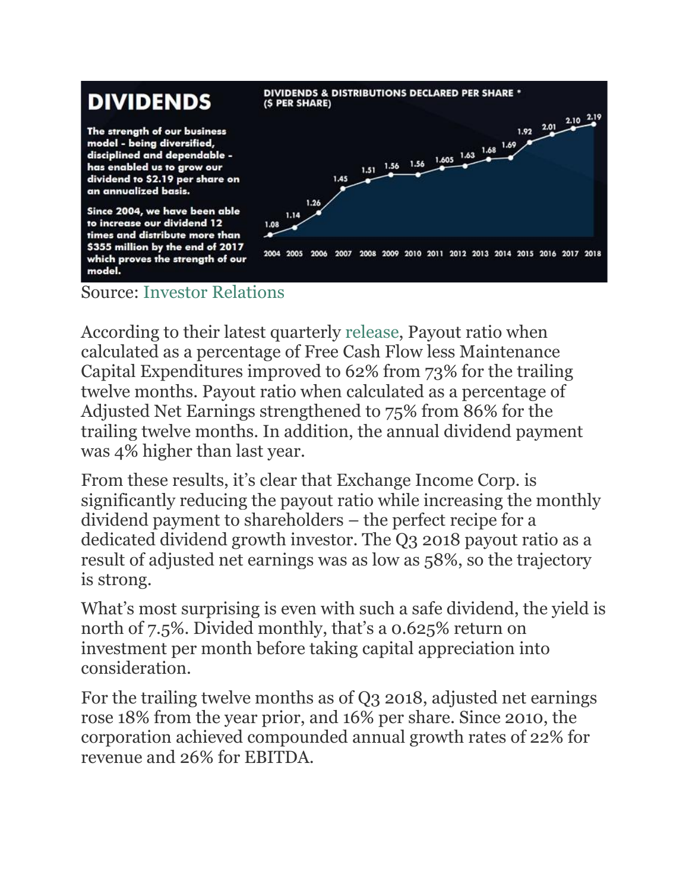# DIVIDENDS

**The strength of our business model - being diversified, disciplined and dependable - has enabled us to grow our dividend to $2.19 per share on an annualized basis.**

**Since 2004, we have been able to increase our dividend 12 times and distribute more than $355 million by the end of 2017 which proves the strength of our model.**

**DIVIDENDS & DISTRIBUTIONS DECLARED PER SHARE * ($ PER SHARE)**

| 2004 | 2005 | 2006 | 2007 | 2008 | 2009 | 2010 | 2011 | 2012 | 2013 | 2014 | 2015 | 2016 | 2017 | 2018 |
|---|---|---|---|---|---|---|---|---|---|---|---|---|---|---|
| 1.08 | 1.14 | 1.26 | 1.45 | 1.51 | 1.56 | 1.56 | 1.605 | 1.63 | 1.68 | 1.69 | 1.92 | 2.01 | 2.10 | 2.19 |

Source: Investor Relations

According to their latest quarterly release, Payout ratio when calculated as a percentage of Free Cash Flow less Maintenance Capital Expenditures improved to 62% from 73% for the trailing twelve months. Payout ratio when calculated as a percentage of Adjusted Net Earnings strengthened to 75% from 86% for the trailing twelve months. In addition, the annual dividend payment was 4% higher than last year.

From these results, it's clear that Exchange Income Corp. is significantly reducing the payout ratio while increasing the monthly dividend payment to shareholders – the perfect recipe for a dedicated dividend growth investor. The Q3 2018 payout ratio as a result of adjusted net earnings was as low as 58%, so the trajectory is strong.

What's most surprising is even with such a safe dividend, the yield is north of 7.5%. Divided monthly, that's a 0.625% return on investment per month before taking capital appreciation into consideration.

For the trailing twelve months as of Q3 2018, adjusted net earnings rose 18% from the year prior, and 16% per share. Since 2010, the corporation achieved compounded annual growth rates of 22% for revenue and 26% for EBITDA.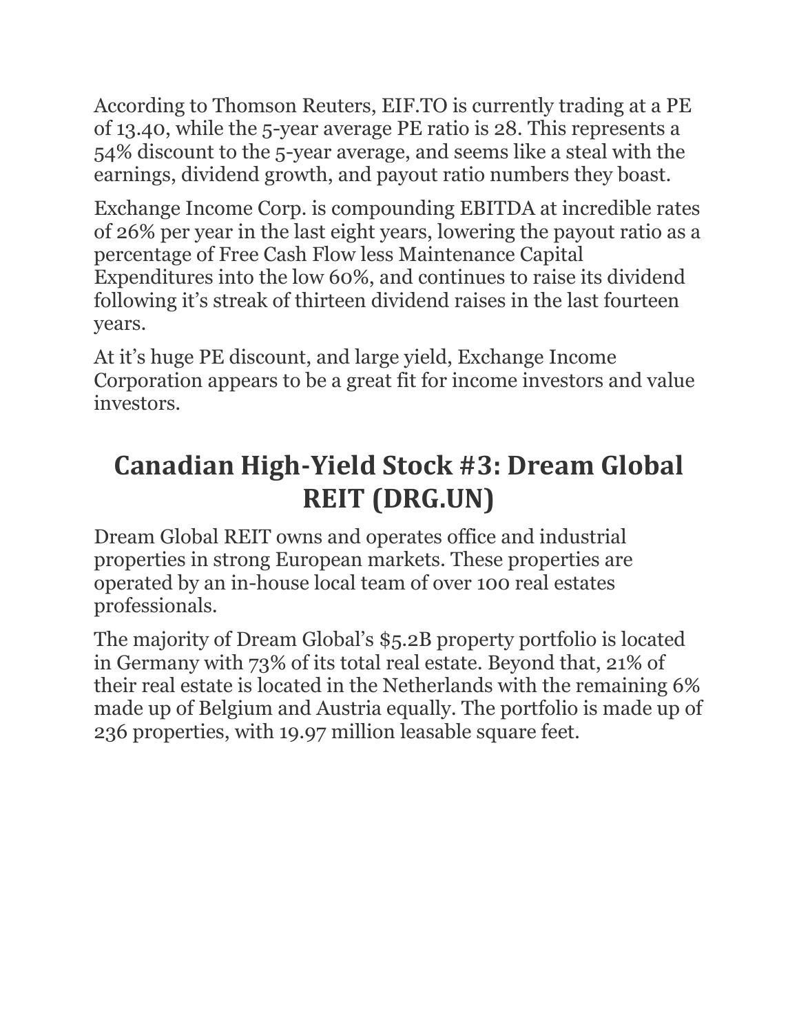According to Thomson Reuters, EIF.TO is currently trading at a PE of 13.40, while the 5-year average PE ratio is 28. This represents a 54% discount to the 5-year average, and seems like a steal with the earnings, dividend growth, and payout ratio numbers they boast.

Exchange Income Corp. is compounding EBITDA at incredible rates of 26% per year in the last eight years, lowering the payout ratio as a percentage of Free Cash Flow less Maintenance Capital Expenditures into the low 60%, and continues to raise its dividend following it's streak of thirteen dividend raises in the last fourteen years.

At it's huge PE discount, and large yield, Exchange Income Corporation appears to be a great fit for income investors and value investors.

## Canadian High-Yield Stock #3: Dream Global REIT (DRG.UN)

Dream Global REIT owns and operates office and industrial properties in strong European markets. These properties are operated by an in-house local team of over 100 real estates professionals.

The majority of Dream Global's $5.2B property portfolio is located in Germany with 73% of its total real estate. Beyond that, 21% of their real estate is located in the Netherlands with the remaining 6% made up of Belgium and Austria equally. The portfolio is made up of 236 properties, with 19.97 million leasable square feet.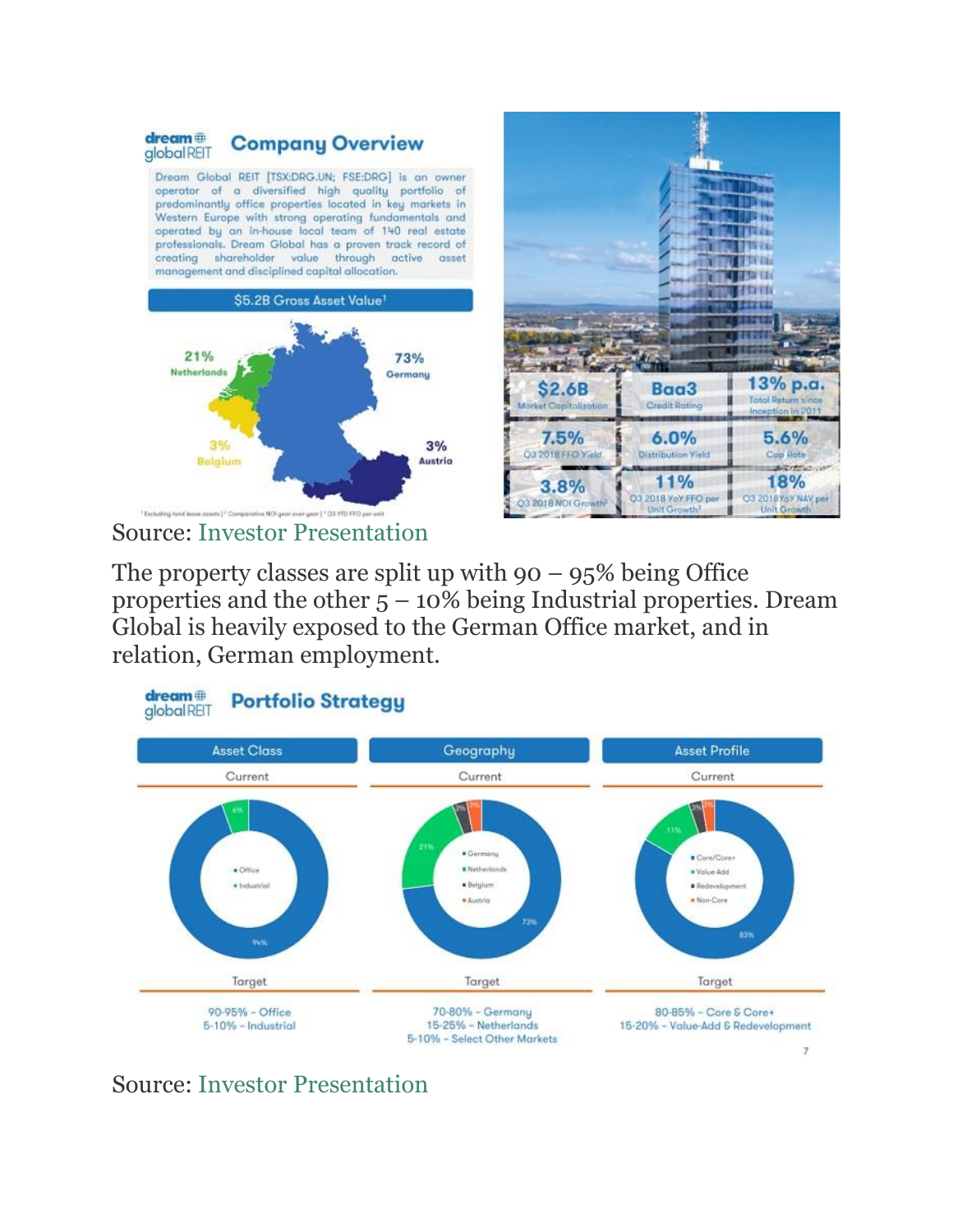## Company Overview

Dream Global REIT [TSX:DRG.UN; FSE:DRG] is an owner operator of a diversified high quality portfolio of predominantly office properties located in key markets in Western Europe with strong operating fundamentals and operated by an in-house local team of 140 real estate professionals. Dream Global has a proven track record of creating shareholder value through active asset management and disciplined capital allocation.

**$5.2B Gross Asset Value[1]**

- 73% Germany
- 21% Netherlands
- 3% Belgium
- 3% Austria

| | | |
|---|---|---|
| $2.6B Market Capitalization | Baa3 Credit Rating | 13% p.a. Total Return since Inception in 2011 |
| 7.5% Q3 2018 FFO Yield | 6.0% Distribution Yield | 5.6% Cap Rate |
| 3.8% Q3 2018 NOI Growth[2] | 11% Q3 2018 YoY FFO per Unit Growth[3] | 18% Q3 2018 YoY NAV per Unit Growth |

[1] Excluding land lease assets | [2] Comparative NOI year-over-year | [3] Q3 YTD FFO per unit

Source: Investor Presentation

The property classes are split up with 90 – 95% being Office properties and the other 5 – 10% being Industrial properties. Dream Global is heavily exposed to the German Office market, and in relation, German employment.

## Portfolio Strategy

| Asset Class | Geography | Asset Profile |
|---|---|---|
| **Current** | **Current** | **Current** |
| Office 94%, Industrial 6% | Germany 73%, Netherlands 21%, Belgium 3%, Austria 3% | Core/Core+ 83%, Value-Add 11%, Redevelopment 3%, Non-Core 3% |
| **Target** | **Target** | **Target** |
| 90-95% – Office<br>5-10% – Industrial | 70-80% – Germany<br>15-25% – Netherlands<br>5-10% – Select Other Markets | 80-85% – Core & Core+<br>15-20% – Value-Add & Redevelopment |

Source: Investor Presentation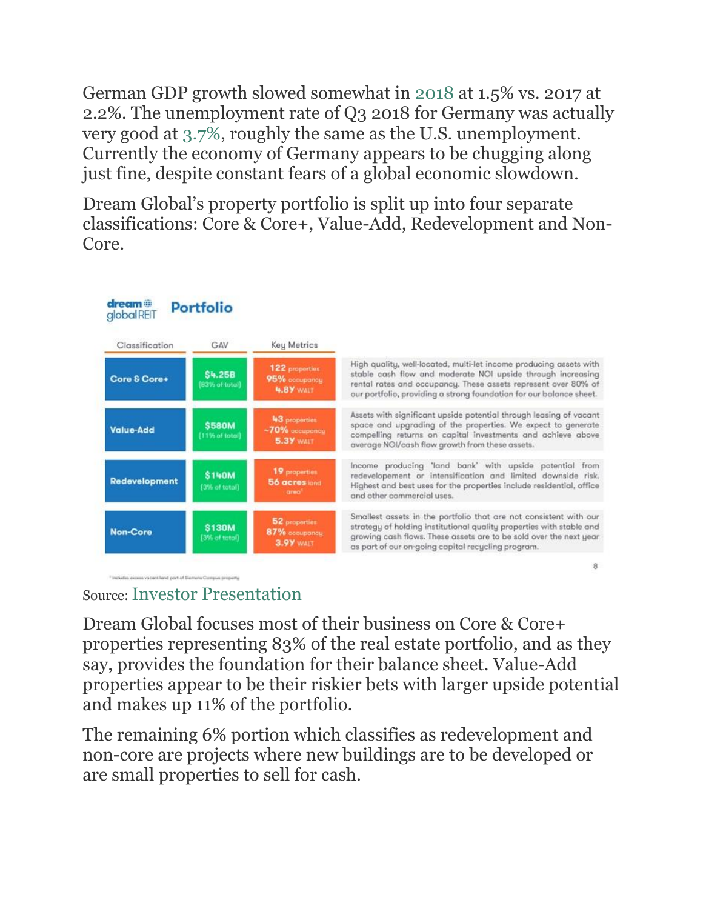German GDP growth slowed somewhat in 2018 at 1.5% vs. 2017 at 2.2%. The unemployment rate of Q3 2018 for Germany was actually very good at 3.7%, roughly the same as the U.S. unemployment. Currently the economy of Germany appears to be chugging along just fine, despite constant fears of a global economic slowdown.

Dream Global's property portfolio is split up into four separate classifications: Core & Core+, Value-Add, Redevelopment and Non-Core.

**dream global REIT — Portfolio**

| Classification | GAV | Key Metrics | |
|---|---|---|---|
| Core & Core+ | $4.25B (83% of total) | 122 properties, 95% occupancy, 4.8Y WALT | High quality, well-located, multi-let income producing assets with stable cash flow and moderate NOI upside through increasing rental rates and occupancy. These assets represent over 80% of our portfolio, providing a strong foundation for our balance sheet. |
| Value-Add | $580M (11% of total) | 43 properties, ~70% occupancy, 5.3Y WALT | Assets with significant upside potential through leasing of vacant space and upgrading of the properties. We expect to generate compelling returns on capital investments and achieve above average NOI/cash flow growth from these assets. |
| Redevelopment | $140M (3% of total) | 19 properties, 56 acres land area[1] | Income producing 'land bank' with upside potential from redevelopement or intensification and limited downside risk. Highest and best uses for the properties include residential, office and other commercial uses. |
| Non-Core | $130M (3% of total) | 52 properties, 87% occupancy, 3.9Y WALT | Smallest assets in the portfolio that are not consistent with our strategy of holding institutional quality properties with stable and growing cash flows. These assets are to be sold over the next year as part of our on-going capital recycling program. |

[1] Includes excess vacant land part of Siemens Campus property

Source: Investor Presentation

Dream Global focuses most of their business on Core & Core+ properties representing 83% of the real estate portfolio, and as they say, provides the foundation for their balance sheet. Value-Add properties appear to be their riskier bets with larger upside potential and makes up 11% of the portfolio.

The remaining 6% portion which classifies as redevelopment and non-core are projects where new buildings are to be developed or are small properties to sell for cash.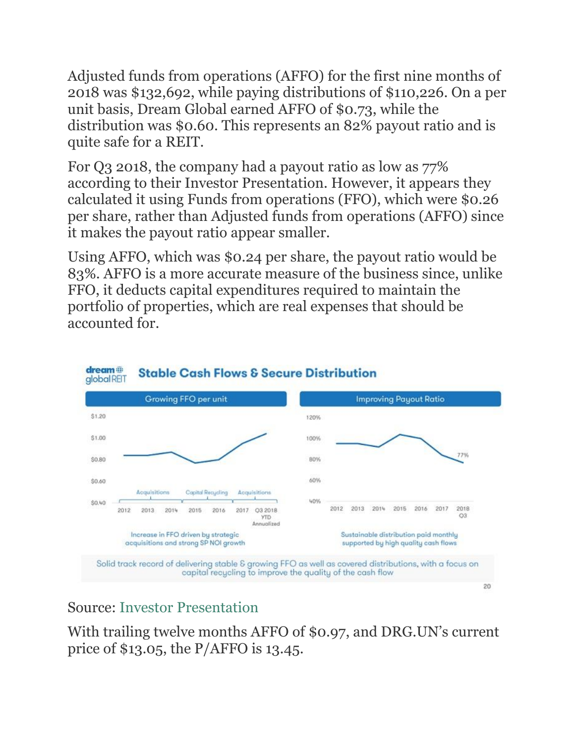Adjusted funds from operations (AFFO) for the first nine months of 2018 was $132,692, while paying distributions of $110,226. On a per unit basis, Dream Global earned AFFO of $0.73, while the distribution was $0.60. This represents an 82% payout ratio and is quite safe for a REIT.

For Q3 2018, the company had a payout ratio as low as 77% according to their Investor Presentation. However, it appears they calculated it using Funds from operations (FFO), which were $0.26 per share, rather than Adjusted funds from operations (AFFO) since it makes the payout ratio appear smaller.

Using AFFO, which was $0.24 per share, the payout ratio would be 83%. AFFO is a more accurate measure of the business since, unlike FFO, it deducts capital expenditures required to maintain the portfolio of properties, which are real expenses that should be accounted for.

**Stable Cash Flows & Secure Distribution**

Growing FFO per unit

Increase in FFO driven by strategic acquisitions and strong SP NOI growth

Improving Payout Ratio

Sustainable distribution paid monthly supported by high quality cash flows

Solid track record of delivering stable & growing FFO as well as covered distributions, with a focus on capital recycling to improve the quality of the cash flow

Source: Investor Presentation

With trailing twelve months AFFO of $0.97, and DRG.UN's current price of $13.05, the P/AFFO is 13.45.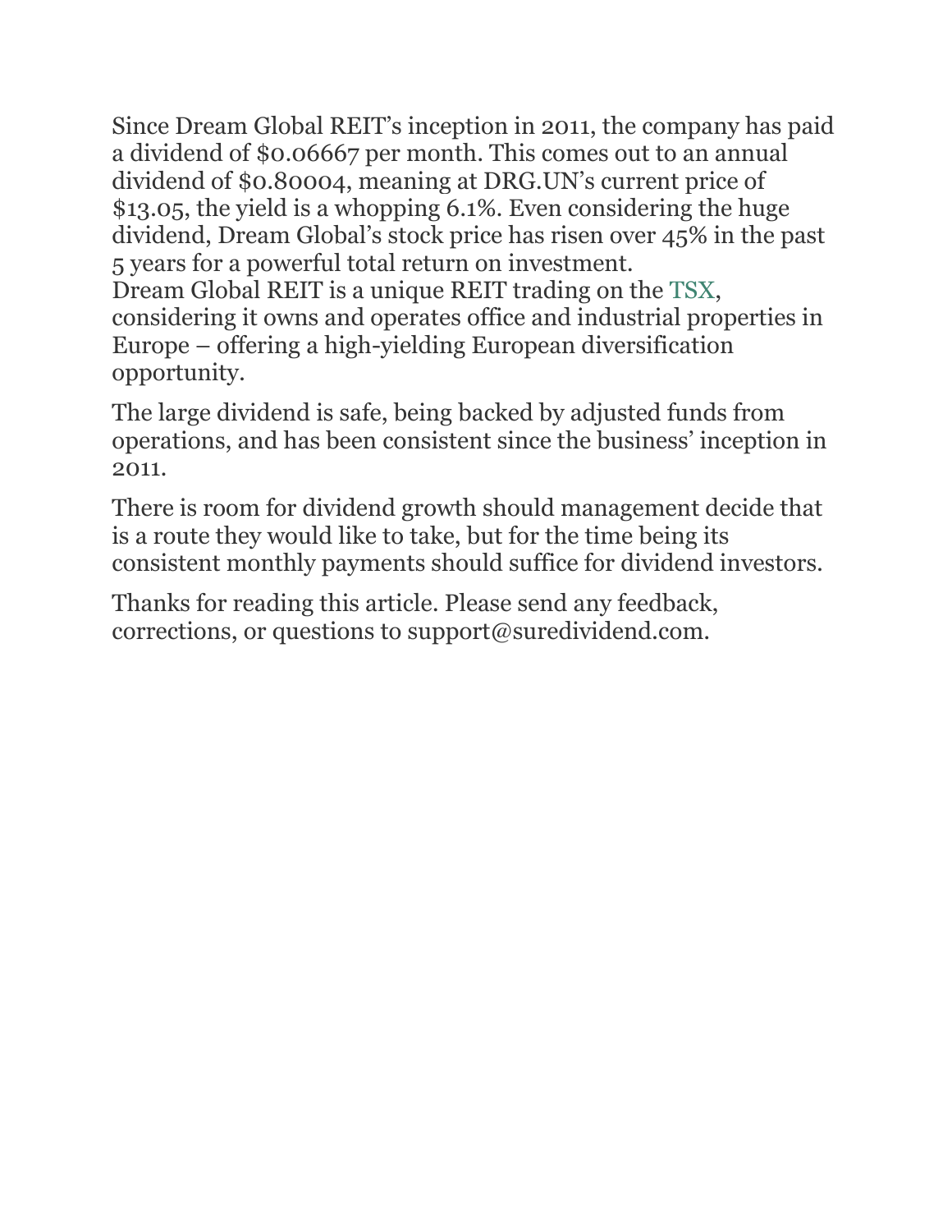Since Dream Global REIT's inception in 2011, the company has paid a dividend of $0.06667 per month. This comes out to an annual dividend of $0.80004, meaning at DRG.UN's current price of $13.05, the yield is a whopping 6.1%. Even considering the huge dividend, Dream Global's stock price has risen over 45% in the past 5 years for a powerful total return on investment.
Dream Global REIT is a unique REIT trading on the TSX, considering it owns and operates office and industrial properties in Europe – offering a high-yielding European diversification opportunity.

The large dividend is safe, being backed by adjusted funds from operations, and has been consistent since the business' inception in 2011.

There is room for dividend growth should management decide that is a route they would like to take, but for the time being its consistent monthly payments should suffice for dividend investors.

Thanks for reading this article. Please send any feedback, corrections, or questions to support@suredividend.com.